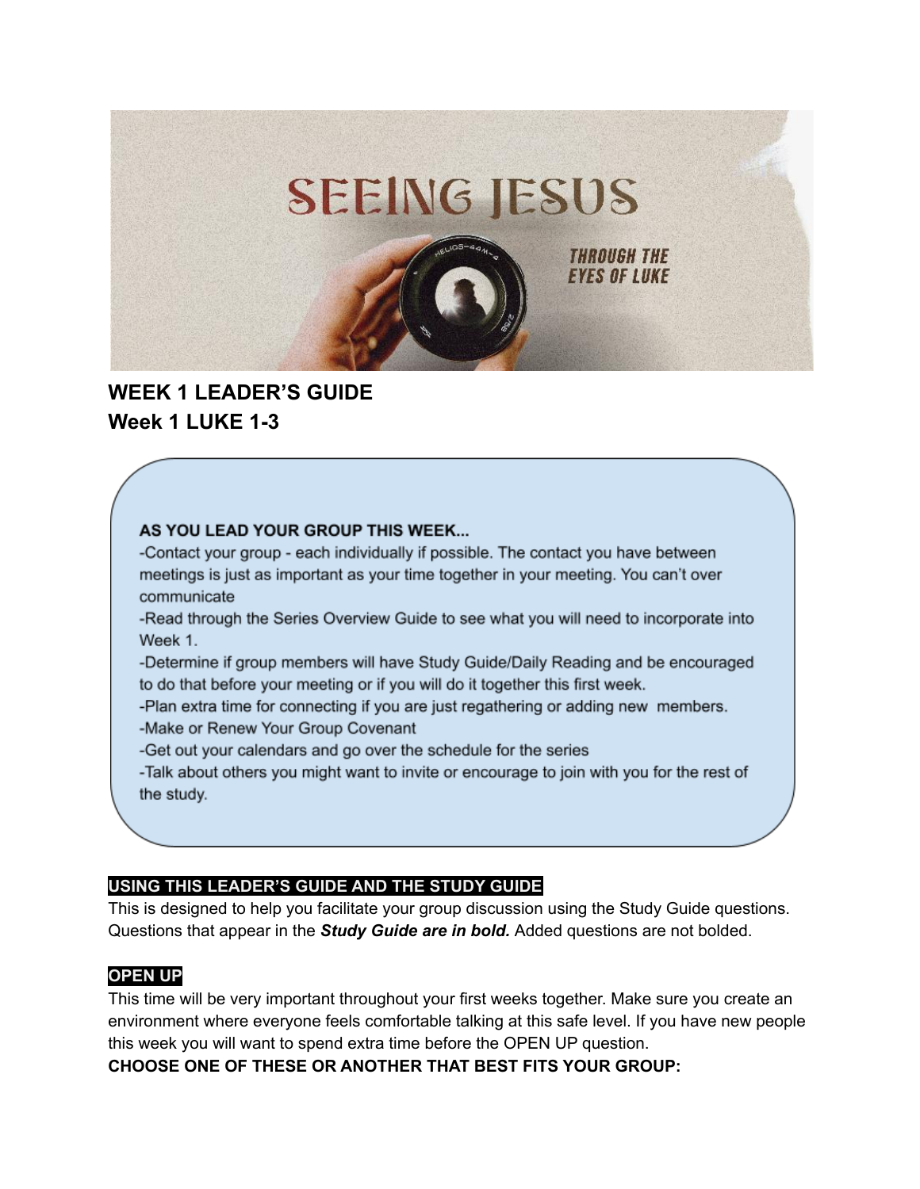# SEEING JESUS

*THROUGH THE EYES OF LUKE*

## WEEK 1 LEADER'S GUIDE
## Week 1 LUKE 1-3

**AS YOU LEAD YOUR GROUP THIS WEEK...**

-Contact your group - each individually if possible. The contact you have between meetings is just as important as your time together in your meeting. You can't over communicate

-Read through the Series Overview Guide to see what you will need to incorporate into Week 1.

-Determine if group members will have Study Guide/Daily Reading and be encouraged to do that before your meeting or if you will do it together this first week.

-Plan extra time for connecting if you are just regathering or adding new members.

-Make or Renew Your Group Covenant

-Get out your calendars and go over the schedule for the series

-Talk about others you might want to invite or encourage to join with you for the rest of the study.

### USING THIS LEADER'S GUIDE AND THE STUDY GUIDE

This is designed to help you facilitate your group discussion using the Study Guide questions. Questions that appear in the ***Study Guide are in bold.*** Added questions are not bolded.

### OPEN UP

This time will be very important throughout your first weeks together. Make sure you create an environment where everyone feels comfortable talking at this safe level. If you have new people this week you will want to spend extra time before the OPEN UP question.

**CHOOSE ONE OF THESE OR ANOTHER THAT BEST FITS YOUR GROUP:**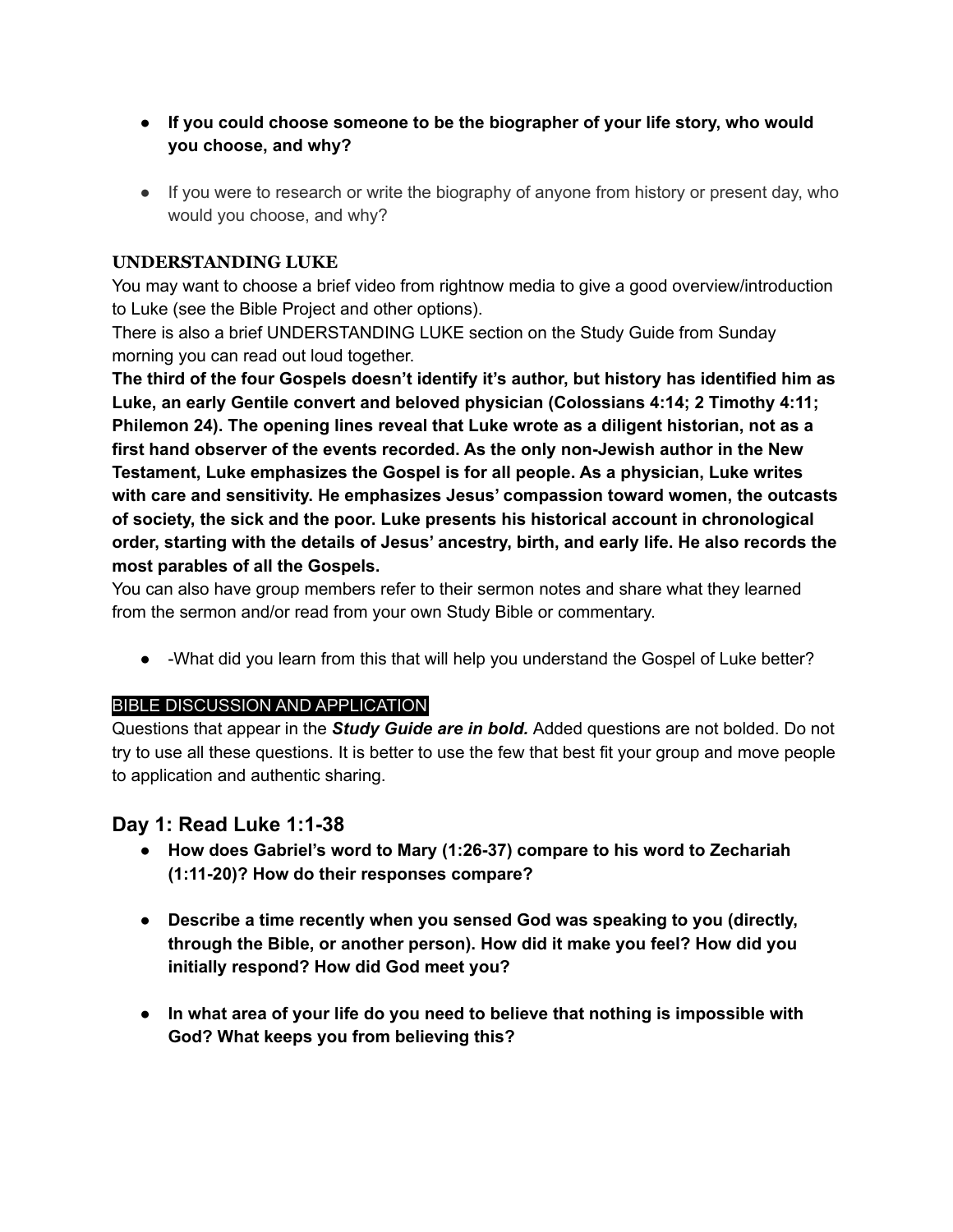- **If you could choose someone to be the biographer of your life story, who would you choose, and why?**

- If you were to research or write the biography of anyone from history or present day, who would you choose, and why?

### UNDERSTANDING LUKE

You may want to choose a brief video from rightnow media to give a good overview/introduction to Luke (see the Bible Project and other options).

There is also a brief UNDERSTANDING LUKE section on the Study Guide from Sunday morning you can read out loud together.

**The third of the four Gospels doesn't identify it's author, but history has identified him as Luke, an early Gentile convert and beloved physician (Colossians 4:14; 2 Timothy 4:11; Philemon 24). The opening lines reveal that Luke wrote as a diligent historian, not as a first hand observer of the events recorded. As the only non-Jewish author in the New Testament, Luke emphasizes the Gospel is for all people. As a physician, Luke writes with care and sensitivity. He emphasizes Jesus' compassion toward women, the outcasts of society, the sick and the poor. Luke presents his historical account in chronological order, starting with the details of Jesus' ancestry, birth, and early life. He also records the most parables of all the Gospels.**

You can also have group members refer to their sermon notes and share what they learned from the sermon and/or read from your own Study Bible or commentary.

- -What did you learn from this that will help you understand the Gospel of Luke better?

### BIBLE DISCUSSION AND APPLICATION

Questions that appear in the ***Study Guide are in bold.*** Added questions are not bolded. Do not try to use all these questions. It is better to use the few that best fit your group and move people to application and authentic sharing.

## Day 1: Read Luke 1:1-38

- **How does Gabriel's word to Mary (1:26-37) compare to his word to Zechariah (1:11-20)? How do their responses compare?**

- **Describe a time recently when you sensed God was speaking to you (directly, through the Bible, or another person). How did it make you feel? How did you initially respond? How did God meet you?**

- **In what area of your life do you need to believe that nothing is impossible with God? What keeps you from believing this?**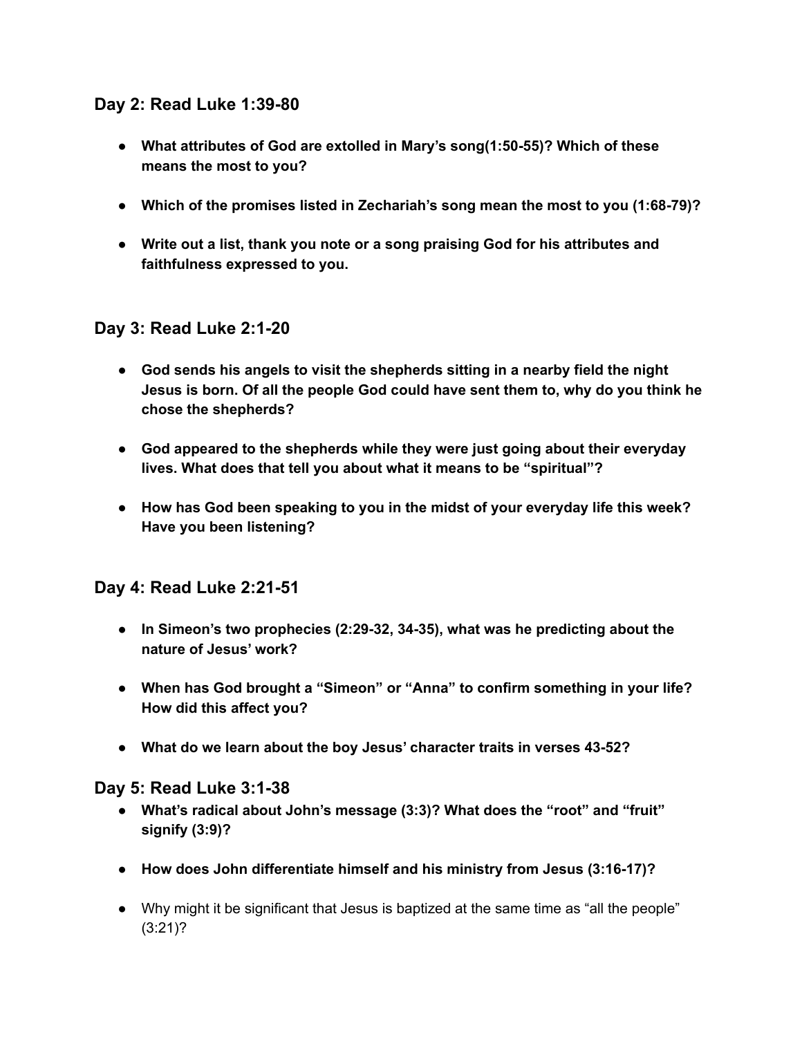### Day 2: Read Luke 1:39-80

- **What attributes of God are extolled in Mary's song(1:50-55)? Which of these means the most to you?**
- **Which of the promises listed in Zechariah's song mean the most to you (1:68-79)?**
- **Write out a list, thank you note or a song praising God for his attributes and faithfulness expressed to you.**

### Day 3: Read Luke 2:1-20

- **God sends his angels to visit the shepherds sitting in a nearby field the night Jesus is born. Of all the people God could have sent them to, why do you think he chose the shepherds?**
- **God appeared to the shepherds while they were just going about their everyday lives. What does that tell you about what it means to be "spiritual"?**
- **How has God been speaking to you in the midst of your everyday life this week? Have you been listening?**

### Day 4: Read Luke 2:21-51

- **In Simeon's two prophecies (2:29-32, 34-35), what was he predicting about the nature of Jesus' work?**
- **When has God brought a "Simeon" or "Anna" to confirm something in your life? How did this affect you?**
- **What do we learn about the boy Jesus' character traits in verses 43-52?**

### Day 5: Read Luke 3:1-38

- **What's radical about John's message (3:3)? What does the "root" and "fruit" signify (3:9)?**
- **How does John differentiate himself and his ministry from Jesus (3:16-17)?**
- Why might it be significant that Jesus is baptized at the same time as "all the people" (3:21)?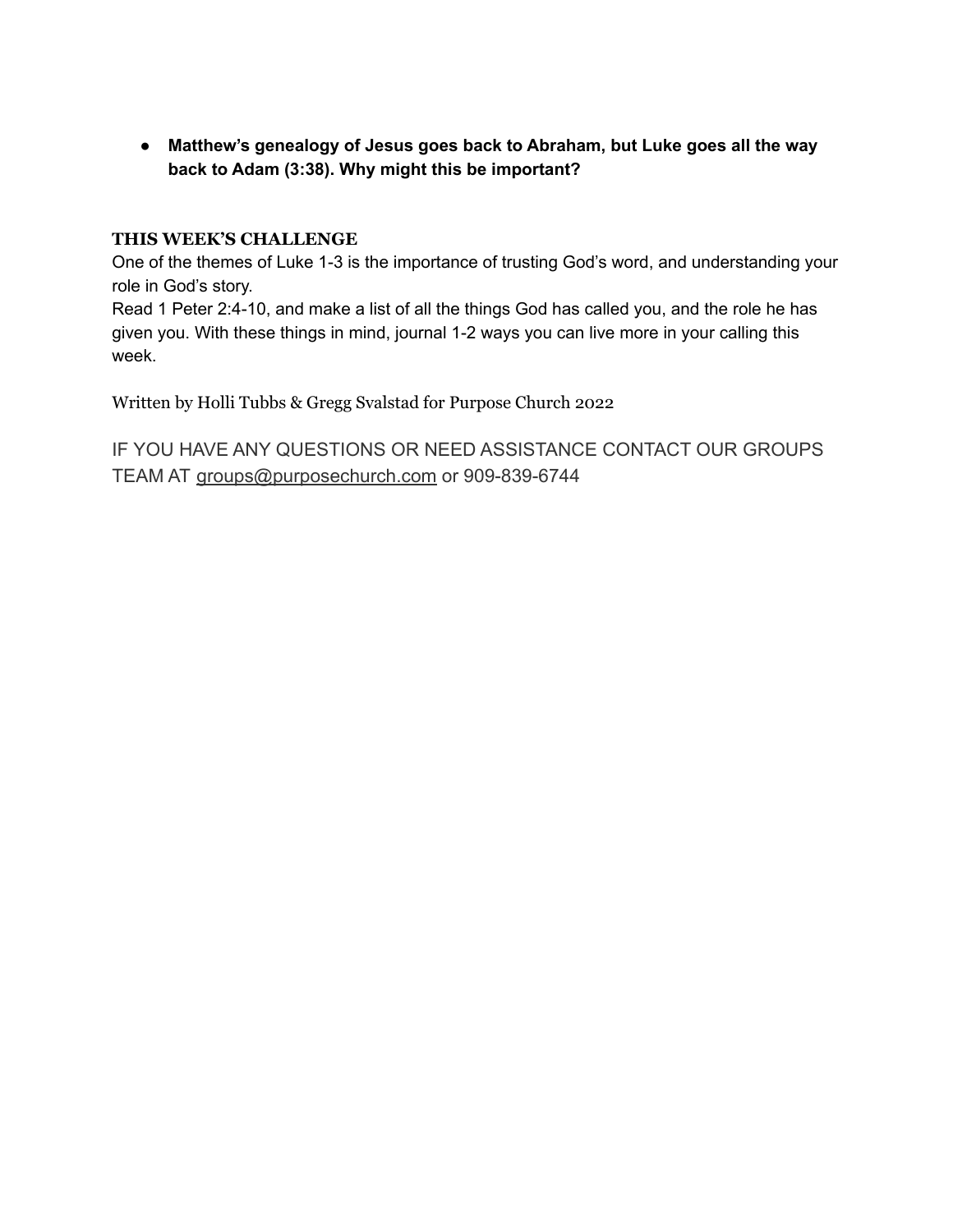- **Matthew's genealogy of Jesus goes back to Abraham, but Luke goes all the way back to Adam (3:38). Why might this be important?**

**THIS WEEK'S CHALLENGE**

One of the themes of Luke 1-3 is the importance of trusting God's word, and understanding your role in God's story.

Read 1 Peter 2:4-10, and make a list of all the things God has called you, and the role he has given you. With these things in mind, journal 1-2 ways you can live more in your calling this week.

Written by Holli Tubbs & Gregg Svalstad for Purpose Church 2022

IF YOU HAVE ANY QUESTIONS OR NEED ASSISTANCE CONTACT OUR GROUPS TEAM AT groups@purposechurch.com or 909-839-6744